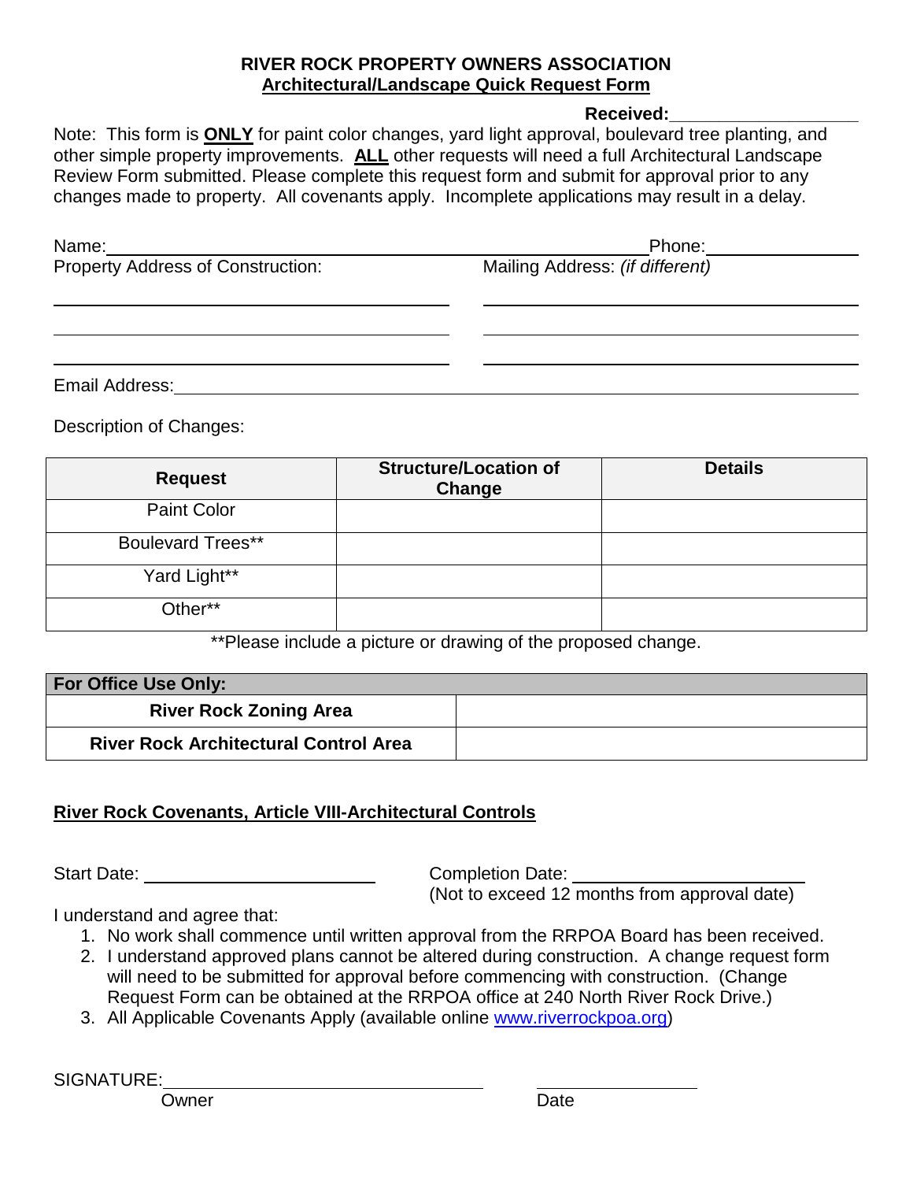**RIVER ROCK PROPERTY OWNERS ASSOCIATION**
**Architectural/Landscape Quick Request Form**

**Received:** ____________________

Note: This form is **ONLY** for paint color changes, yard light approval, boulevard tree planting, and other simple property improvements. **ALL** other requests will need a full Architectural Landscape Review Form submitted. Please complete this request form and submit for approval prior to any changes made to property. All covenants apply. Incomplete applications may result in a delay.

Name: ____________________________________________ Phone: ________________

Property Address of Construction: ____________________________________________

Mailing Address: *(if different)* ____________________________________________

Email Address: ____________________________________________

Description of Changes:

| Request | Structure/Location of Change | Details |
|---|---|---|
| Paint Color | | |
| Boulevard Trees** | | |
| Yard Light** | | |
| Other** | | |

**Please include a picture or drawing of the proposed change.

| For Office Use Only: | |
|---|---|
| River Rock Zoning Area | |
| River Rock Architectural Control Area | |

**River Rock Covenants, Article VIII-Architectural Controls**

Start Date: ________________________

Completion Date: ________________________
(Not to exceed 12 months from approval date)

I understand and agree that:

1. No work shall commence until written approval from the RRPOA Board has been received.
2. I understand approved plans cannot be altered during construction. A change request form will need to be submitted for approval before commencing with construction. (Change Request Form can be obtained at the RRPOA office at 240 North River Rock Drive.)
3. All Applicable Covenants Apply (available online www.riverrockpoa.org)

SIGNATURE: ________________________________ ________________
Owner Date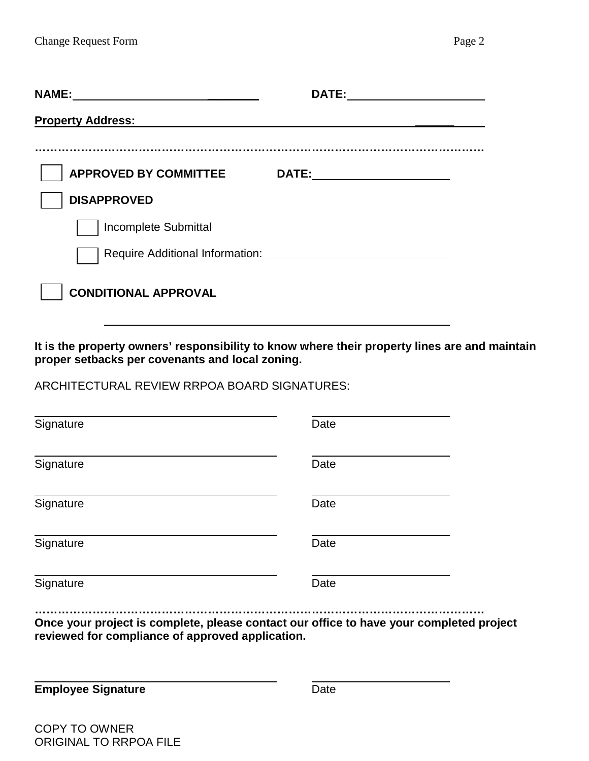**NAME:** ______________________________ **DATE:** ______________________

**Property Address:** ______________________________________________________

…………………………………………………………………………………………………

☐ **APPROVED BY COMMITTEE** **DATE:** ______________________

☐ **DISAPPROVED**

☐ Incomplete Submittal

☐ Require Additional Information: ______________________________

☐ **CONDITIONAL APPROVAL**

________________________________________________________

**It is the property owners' responsibility to know where their property lines are and maintain proper setbacks per covenants and local zoning.**

ARCHITECTURAL REVIEW RRPOA BOARD SIGNATURES:

| | |
|---|---|
| Signature | Date |
| Signature | Date |
| Signature | Date |
| Signature | Date |
| Signature | Date |

…………………………………………………………………………………………………

**Once your project is complete, please contact our office to have your completed project reviewed for compliance of approved application.**

| | |
|---|---|
| **Employee Signature** | Date |

COPY TO OWNER
ORIGINAL TO RRPOA FILE